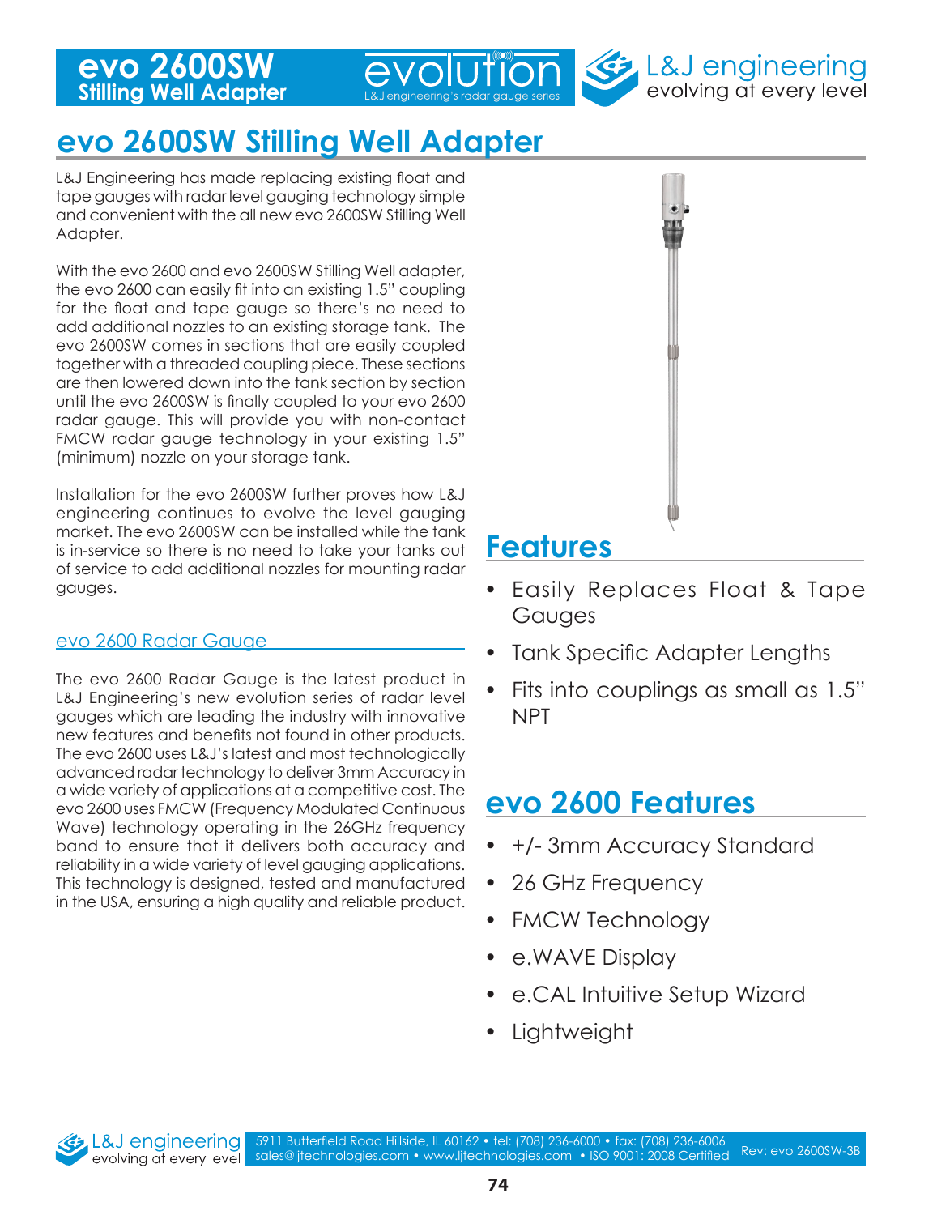# evo 2600SW Stilling Well Adapter

L&J Engineering has made replacing existing float and tape gauges with radar level gauging technology simple and convenient with the all new evo 2600SW Stilling Well Adapter.

With the evo 2600 and evo 2600SW Stilling Well adapter, the evo 2600 can easily fit into an existing 1.5" coupling for the float and tape gauge so there's no need to add additional nozzles to an existing storage tank. The evo 2600SW comes in sections that are easily coupled together with a threaded coupling piece. These sections are then lowered down into the tank section by section until the evo 2600SW is finally coupled to your evo 2600 radar gauge. This will provide you with non-contact FMCW radar gauge technology in your existing 1.5" (minimum) nozzle on your storage tank.

Installation for the evo 2600SW further proves how L&J engineering continues to evolve the level gauging market. The evo 2600SW can be installed while the tank is in-service so there is no need to take your tanks out of service to add additional nozzles for mounting radar gauges.

### evo 2600 Radar Gauge

The evo 2600 Radar Gauge is the latest product in L&J Engineering's new evolution series of radar level gauges which are leading the industry with innovative new features and benefits not found in other products. The evo 2600 uses L&J's latest and most technologically advanced radar technology to deliver 3mm Accuracy in a wide variety of applications at a competitive cost. The evo 2600 uses FMCW (Frequency Modulated Continuous Wave) technology operating in the 26GHz frequency band to ensure that it delivers both accuracy and reliability in a wide variety of level gauging applications. This technology is designed, tested and manufactured in the USA, ensuring a high quality and reliable product.

## Features

- Easily Replaces Float & Tape Gauges
- Tank Specific Adapter Lengths
- Fits into couplings as small as 1.5" NPT

## evo 2600 Features

- +/- 3mm Accuracy Standard
- 26 GHz Frequency
- FMCW Technology
- e.WAVE Display
- e.CAL Intuitive Setup Wizard
- Lightweight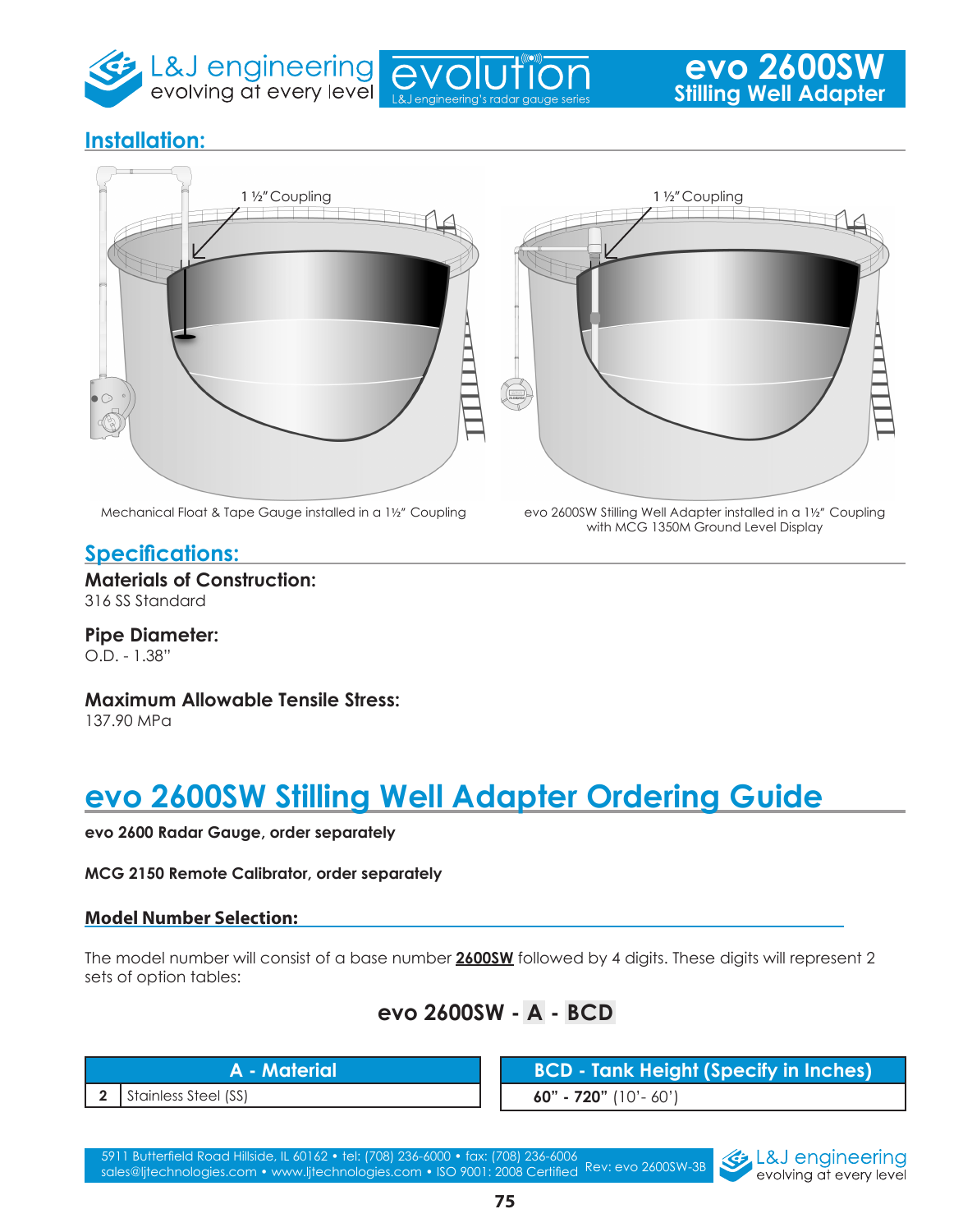# evo 2600SW Stilling Well Adapter

## Installation:

1 ½" Coupling

1 ½" Coupling

Mechanical Float & Tape Gauge installed in a 1½" Coupling

evo 2600SW Stilling Well Adapter installed in a 1½" Coupling with MCG 1350M Ground Level Display

## Specifications:

**Materials of Construction:**
316 SS Standard

**Pipe Diameter:**
O.D. - 1.38"

**Maximum Allowable Tensile Stress:**
137.90 MPa

## evo 2600SW Stilling Well Adapter Ordering Guide

**evo 2600 Radar Gauge, order separately**

**MCG 2150 Remote Calibrator, order separately**

### Model Number Selection:

The model number will consist of a base number **2600SW** followed by 4 digits. These digits will represent 2 sets of option tables:

**evo 2600SW - A - BCD**

| A - Material | |
|---|---|
| 2 | Stainless Steel (SS) |

| BCD - Tank Height (Specify in Inches) |
|---|
| **60" - 720"** (10'- 60') |

5911 Butterfield Road Hillside, IL 60162 • tel: (708) 236-6000 • fax: (708) 236-6006
sales@ljtechnologies.com • www.ljtechnologies.com • ISO 9001: 2008 Certified Rev: evo 2600SW-3B